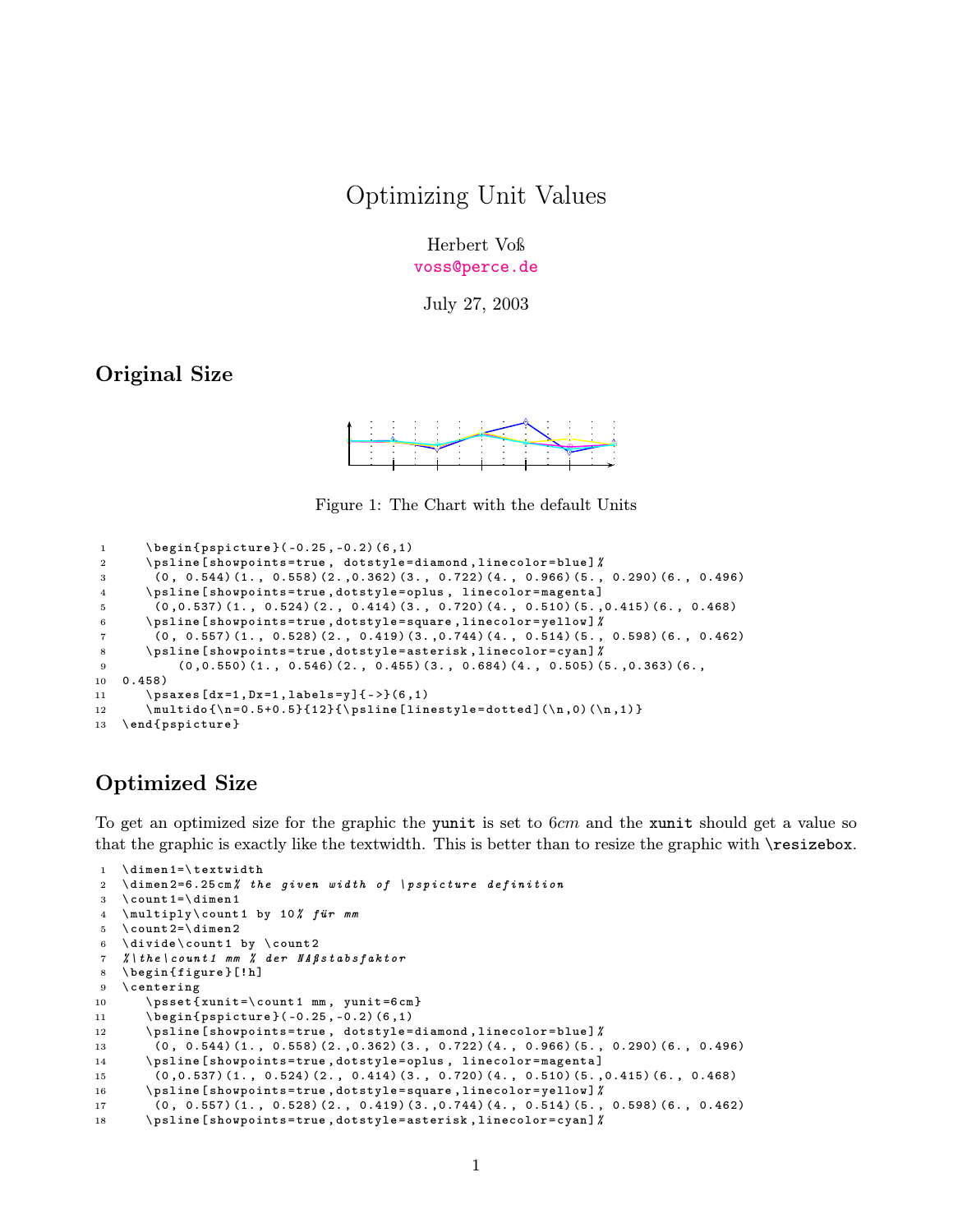# Optimizing Unit Values

Herbert Voß
voss@perce.de

July 27, 2003

## Original Size

Figure 1: The Chart with the default Units

```
1     \begin{pspicture}(-0.25,-0.2)(6,1)
2     \psline[showpoints=true, dotstyle=diamond,linecolor=blue]%
3      (0, 0.544)(1., 0.558)(2.,0.362)(3., 0.722)(4., 0.966)(5., 0.290)(6., 0.496)
4     \psline[showpoints=true,dotstyle=oplus, linecolor=magenta]
5      (0,0.537)(1., 0.524)(2., 0.414)(3., 0.720)(4., 0.510)(5.,0.415)(6., 0.468)
6     \psline[showpoints=true,dotstyle=square,linecolor=yellow]%
7      (0, 0.557)(1., 0.528)(2., 0.419)(3.,0.744)(4., 0.514)(5., 0.598)(6., 0.462)
8     \psline[showpoints=true,dotstyle=asterisk,linecolor=cyan]%
9         (0,0.550)(1., 0.546)(2., 0.455)(3., 0.684)(4., 0.505)(5.,0.363)(6.,
10 0.458)
11    \psaxes[dx=1,Dx=1,labels=y]{->}(6,1)
12    \multido{\n=0.5+0.5}{12}{\psline[linestyle=dotted](\n,0)(\n,1)}
13 \end{pspicture}
```

## Optimized Size

To get an optimized size for the graphic the `yunit` is set to $6cm$ and the `xunit` should get a value so that the graphic is exactly like the textwidth. This is better than to resize the graphic with `\resizebox`.

```
1  \dimen1=\textwidth
2  \dimen2=6.25cm% the given width of \pspicture definition
3  \count1=\dimen1
4  \multiply\count1 by 10% für mm
5  \count2=\dimen2
6  \divide\count1 by \count2
7  %\the\count1 mm % der MAßstabsfaktor
8  \begin{figure}[!h]
9  \centering
10    \psset{xunit=\count1 mm, yunit=6cm}
11    \begin{pspicture}(-0.25,-0.2)(6,1)
12    \psline[showpoints=true, dotstyle=diamond,linecolor=blue]%
13     (0, 0.544)(1., 0.558)(2.,0.362)(3., 0.722)(4., 0.966)(5., 0.290)(6., 0.496)
14    \psline[showpoints=true,dotstyle=oplus, linecolor=magenta]
15     (0,0.537)(1., 0.524)(2., 0.414)(3., 0.720)(4., 0.510)(5.,0.415)(6., 0.468)
16    \psline[showpoints=true,dotstyle=square,linecolor=yellow]%
17     (0, 0.557)(1., 0.528)(2., 0.419)(3.,0.744)(4., 0.514)(5., 0.598)(6., 0.462)
18    \psline[showpoints=true,dotstyle=asterisk,linecolor=cyan]%
```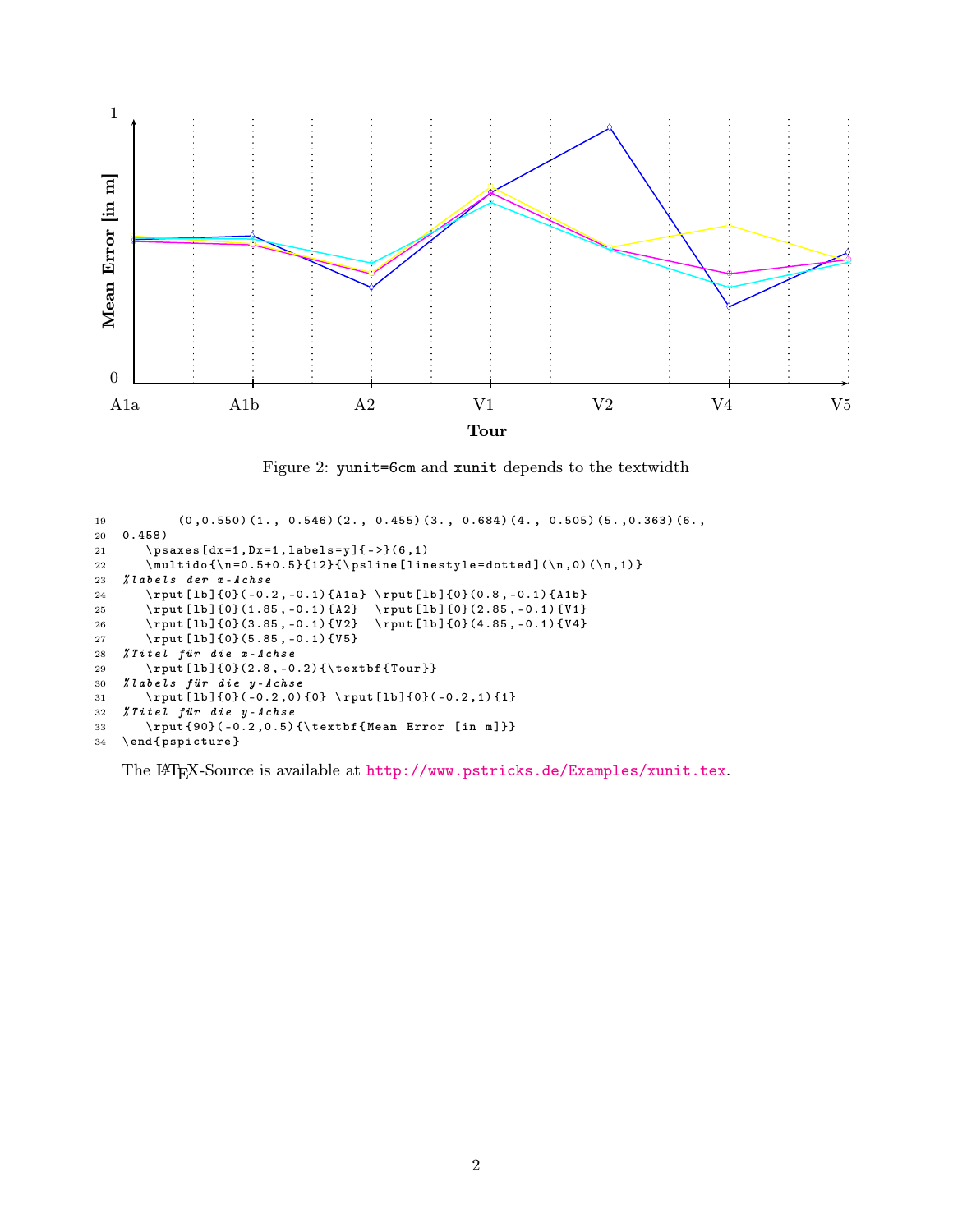1

0

Mean Error [in m]

A1a A1b A2 V1 V2 V4 V5

Tour

Figure 2: `yunit=6cm` and `xunit` depends to the textwidth

```
19          (0,0.550)(1., 0.546)(2., 0.455)(3., 0.684)(4., 0.505)(5.,0.363)(6.,
20    0.458)
21       \psaxes[dx=1,Dx=1,labels=y]{->}(6,1)
22       \multido{\n=0.5+0.5}{12}{\psline[linestyle=dotted](\n,0)(\n,1)}
23    %labels der x-Achse
24       \rput[lb]{0}(-0.2,-0.1){A1a} \rput[lb]{0}(0.8,-0.1){A1b}
25       \rput[lb]{0}(1.85,-0.1){A2}  \rput[lb]{0}(2.85,-0.1){V1}
26       \rput[lb]{0}(3.85,-0.1){V2}  \rput[lb]{0}(4.85,-0.1){V4}
27       \rput[lb]{0}(5.85,-0.1){V5}
28    %Titel für die x-Achse
29       \rput[lb]{0}(2.8,-0.2){\textbf{Tour}}
30    %labels für die y-Achse
31       \rput[lb]{0}(-0.2,0){0} \rput[lb]{0}(-0.2,1){1}
32    %Titel für die y-Achse
33       \rput{90}(-0.2,0.5){\textbf{Mean Error [in m]}}
34    \end{pspicture}
```

The LaTeX-Source is available at http://www.pstricks.de/Examples/xunit.tex.